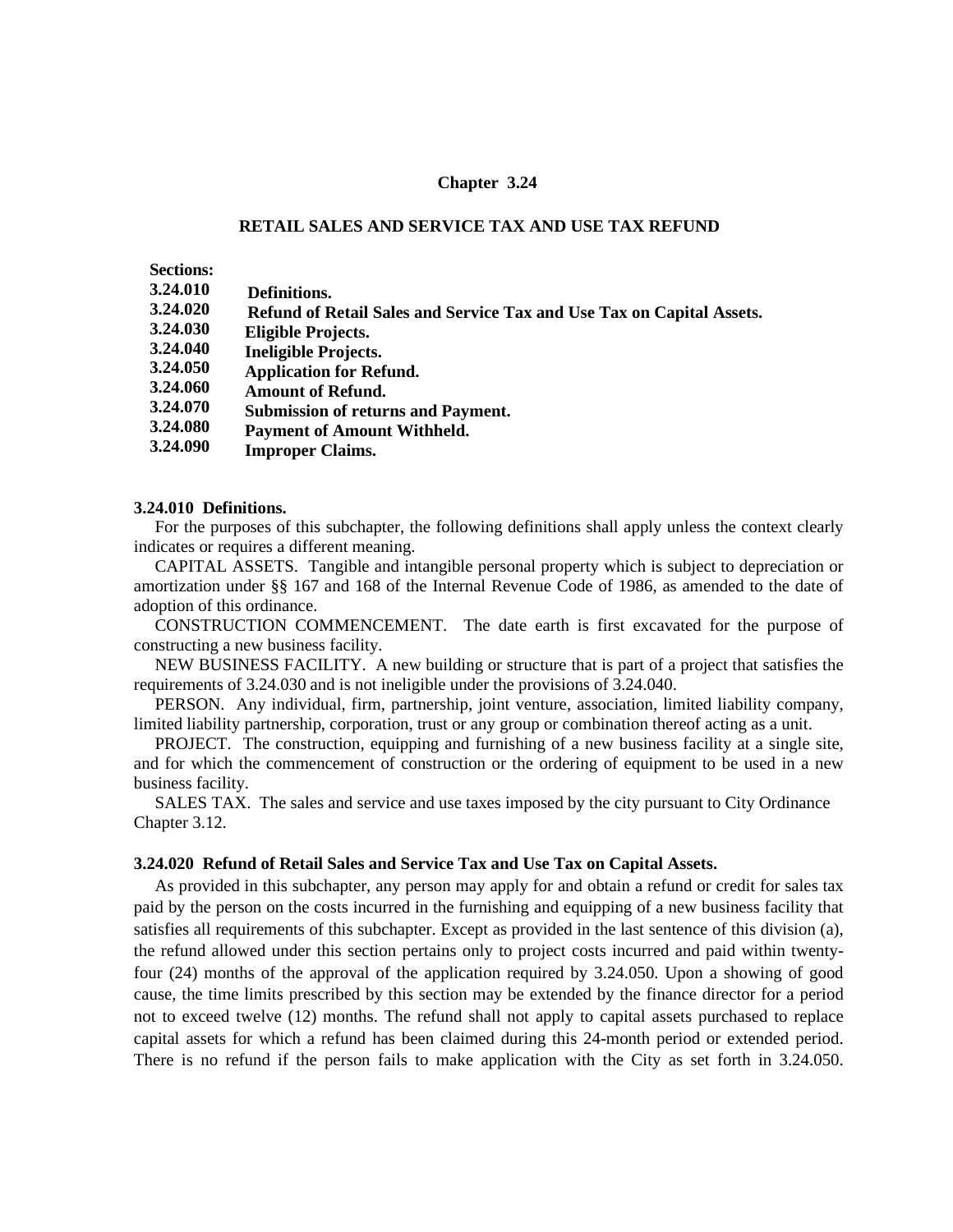# Chapter 3.24

## RETAIL SALES AND SERVICE TAX AND USE TAX REFUND

**Sections:**

| | |
|---|---|
| **3.24.010** | **Definitions.** |
| **3.24.020** | **Refund of Retail Sales and Service Tax and Use Tax on Capital Assets.** |
| **3.24.030** | **Eligible Projects.** |
| **3.24.040** | **Ineligible Projects.** |
| **3.24.050** | **Application for Refund.** |
| **3.24.060** | **Amount of Refund.** |
| **3.24.070** | **Submission of returns and Payment.** |
| **3.24.080** | **Payment of Amount Withheld.** |
| **3.24.090** | **Improper Claims.** |

### 3.24.010 Definitions.

For the purposes of this subchapter, the following definitions shall apply unless the context clearly indicates or requires a different meaning.

CAPITAL ASSETS. Tangible and intangible personal property which is subject to depreciation or amortization under §§ 167 and 168 of the Internal Revenue Code of 1986, as amended to the date of adoption of this ordinance.

CONSTRUCTION COMMENCEMENT. The date earth is first excavated for the purpose of constructing a new business facility.

NEW BUSINESS FACILITY. A new building or structure that is part of a project that satisfies the requirements of 3.24.030 and is not ineligible under the provisions of 3.24.040.

PERSON. Any individual, firm, partnership, joint venture, association, limited liability company, limited liability partnership, corporation, trust or any group or combination thereof acting as a unit.

PROJECT. The construction, equipping and furnishing of a new business facility at a single site, and for which the commencement of construction or the ordering of equipment to be used in a new business facility.

SALES TAX. The sales and service and use taxes imposed by the city pursuant to City Ordinance Chapter 3.12.

### 3.24.020 Refund of Retail Sales and Service Tax and Use Tax on Capital Assets.

As provided in this subchapter, any person may apply for and obtain a refund or credit for sales tax paid by the person on the costs incurred in the furnishing and equipping of a new business facility that satisfies all requirements of this subchapter. Except as provided in the last sentence of this division (a), the refund allowed under this section pertains only to project costs incurred and paid within twenty-four (24) months of the approval of the application required by 3.24.050. Upon a showing of good cause, the time limits prescribed by this section may be extended by the finance director for a period not to exceed twelve (12) months. The refund shall not apply to capital assets purchased to replace capital assets for which a refund has been claimed during this 24-month period or extended period. There is no refund if the person fails to make application with the City as set forth in 3.24.050.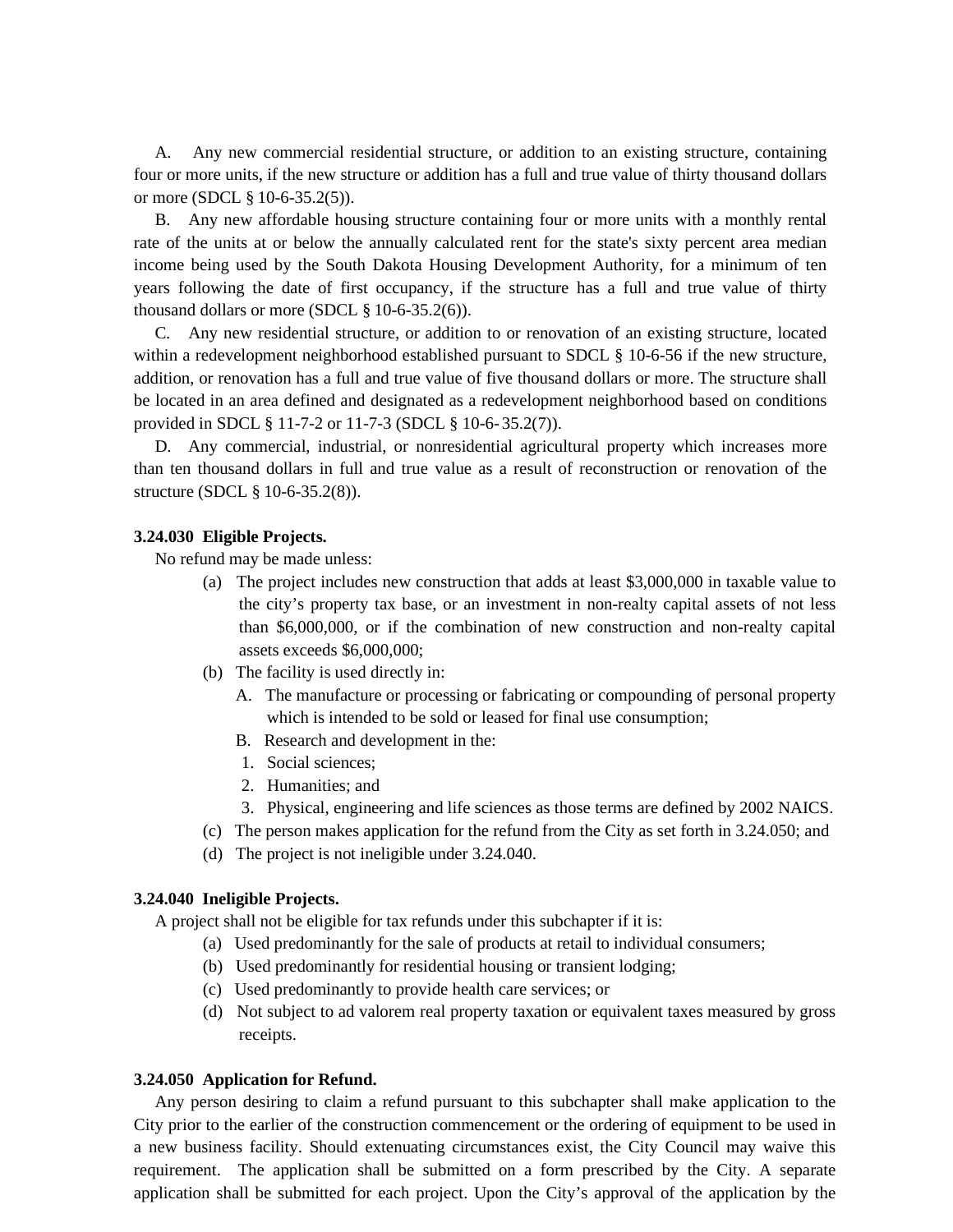A. Any new commercial residential structure, or addition to an existing structure, containing four or more units, if the new structure or addition has a full and true value of thirty thousand dollars or more (SDCL § 10-6-35.2(5)).

B. Any new affordable housing structure containing four or more units with a monthly rental rate of the units at or below the annually calculated rent for the state's sixty percent area median income being used by the South Dakota Housing Development Authority, for a minimum of ten years following the date of first occupancy, if the structure has a full and true value of thirty thousand dollars or more (SDCL § 10-6-35.2(6)).

C. Any new residential structure, or addition to or renovation of an existing structure, located within a redevelopment neighborhood established pursuant to SDCL § 10-6-56 if the new structure, addition, or renovation has a full and true value of five thousand dollars or more. The structure shall be located in an area defined and designated as a redevelopment neighborhood based on conditions provided in SDCL § 11-7-2 or 11-7-3 (SDCL § 10-6- 35.2(7)).

D. Any commercial, industrial, or nonresidential agricultural property which increases more than ten thousand dollars in full and true value as a result of reconstruction or renovation of the structure (SDCL § 10-6-35.2(8)).

**3.24.030 Eligible Projects.**

No refund may be made unless:

(a) The project includes new construction that adds at least $3,000,000 in taxable value to the city's property tax base, or an investment in non-realty capital assets of not less than $6,000,000, or if the combination of new construction and non-realty capital assets exceeds $6,000,000;

(b) The facility is used directly in:

A. The manufacture or processing or fabricating or compounding of personal property which is intended to be sold or leased for final use consumption;

B. Research and development in the:

1. Social sciences;
2. Humanities; and
3. Physical, engineering and life sciences as those terms are defined by 2002 NAICS.

(c) The person makes application for the refund from the City as set forth in 3.24.050; and

(d) The project is not ineligible under 3.24.040.

**3.24.040 Ineligible Projects.**

A project shall not be eligible for tax refunds under this subchapter if it is:

(a) Used predominantly for the sale of products at retail to individual consumers;

(b) Used predominantly for residential housing or transient lodging;

(c) Used predominantly to provide health care services; or

(d) Not subject to ad valorem real property taxation or equivalent taxes measured by gross receipts.

**3.24.050 Application for Refund.**

Any person desiring to claim a refund pursuant to this subchapter shall make application to the City prior to the earlier of the construction commencement or the ordering of equipment to be used in a new business facility. Should extenuating circumstances exist, the City Council may waive this requirement. The application shall be submitted on a form prescribed by the City. A separate application shall be submitted for each project. Upon the City's approval of the application by the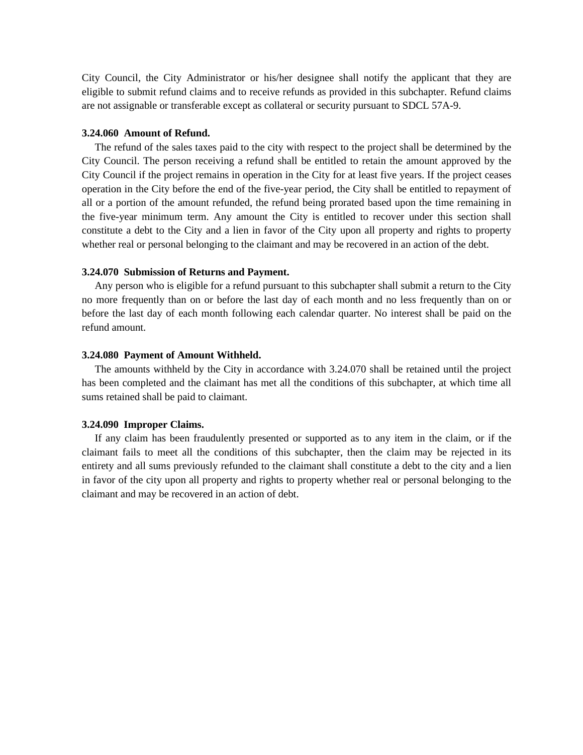City Council, the City Administrator or his/her designee shall notify the applicant that they are eligible to submit refund claims and to receive refunds as provided in this subchapter. Refund claims are not assignable or transferable except as collateral or security pursuant to SDCL 57A-9.

**3.24.060 Amount of Refund.**

The refund of the sales taxes paid to the city with respect to the project shall be determined by the City Council. The person receiving a refund shall be entitled to retain the amount approved by the City Council if the project remains in operation in the City for at least five years. If the project ceases operation in the City before the end of the five-year period, the City shall be entitled to repayment of all or a portion of the amount refunded, the refund being prorated based upon the time remaining in the five-year minimum term. Any amount the City is entitled to recover under this section shall constitute a debt to the City and a lien in favor of the City upon all property and rights to property whether real or personal belonging to the claimant and may be recovered in an action of the debt.

**3.24.070 Submission of Returns and Payment.**

Any person who is eligible for a refund pursuant to this subchapter shall submit a return to the City no more frequently than on or before the last day of each month and no less frequently than on or before the last day of each month following each calendar quarter. No interest shall be paid on the refund amount.

**3.24.080 Payment of Amount Withheld.**

The amounts withheld by the City in accordance with 3.24.070 shall be retained until the project has been completed and the claimant has met all the conditions of this subchapter, at which time all sums retained shall be paid to claimant.

**3.24.090 Improper Claims.**

If any claim has been fraudulently presented or supported as to any item in the claim, or if the claimant fails to meet all the conditions of this subchapter, then the claim may be rejected in its entirety and all sums previously refunded to the claimant shall constitute a debt to the city and a lien in favor of the city upon all property and rights to property whether real or personal belonging to the claimant and may be recovered in an action of debt.